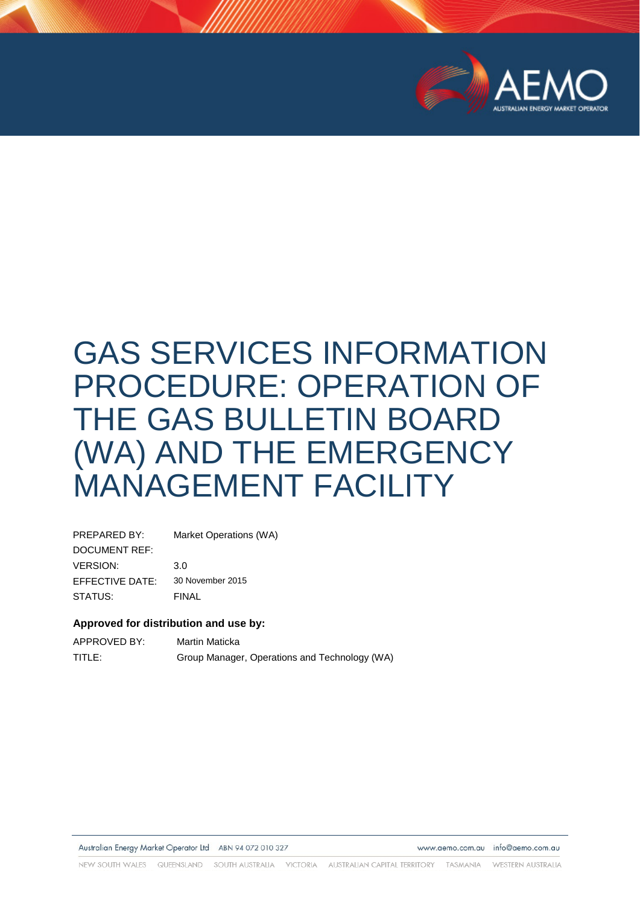# GAS SERVICES INFORMATION PROCEDURE: OPERATION OF THE GAS BULLETIN BOARD (WA) AND THE EMERGENCY MANAGEMENT FACILITY

| | |
|---|---|
| PREPARED BY: | Market Operations (WA) |
| DOCUMENT REF: | |
| VERSION: | 3.0 |
| EFFECTIVE DATE: | 30 November 2015 |
| STATUS: | FINAL |

**Approved for distribution and use by:**

| | |
|---|---|
| APPROVED BY: | Martin Maticka |
| TITLE: | Group Manager, Operations and Technology (WA) |

Australian Energy Market Operator Ltd ABN 94 072 010 327 www.aemo.com.au info@aemo.com.au

NEW SOUTH WALES QUEENSLAND SOUTH AUSTRALIA VICTORIA AUSTRALIAN CAPITAL TERRITORY TASMANIA WESTERN AUSTRALIA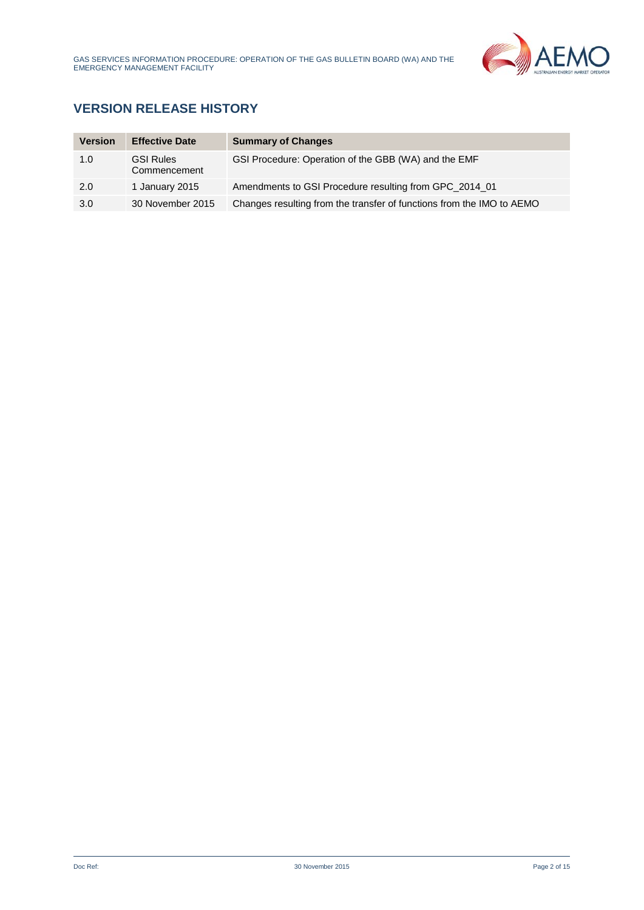## VERSION RELEASE HISTORY

| Version | Effective Date | Summary of Changes |
|---|---|---|
| 1.0 | GSI Rules Commencement | GSI Procedure: Operation of the GBB (WA) and the EMF |
| 2.0 | 1 January 2015 | Amendments to GSI Procedure resulting from GPC_2014_01 |
| 3.0 | 30 November 2015 | Changes resulting from the transfer of functions from the IMO to AEMO |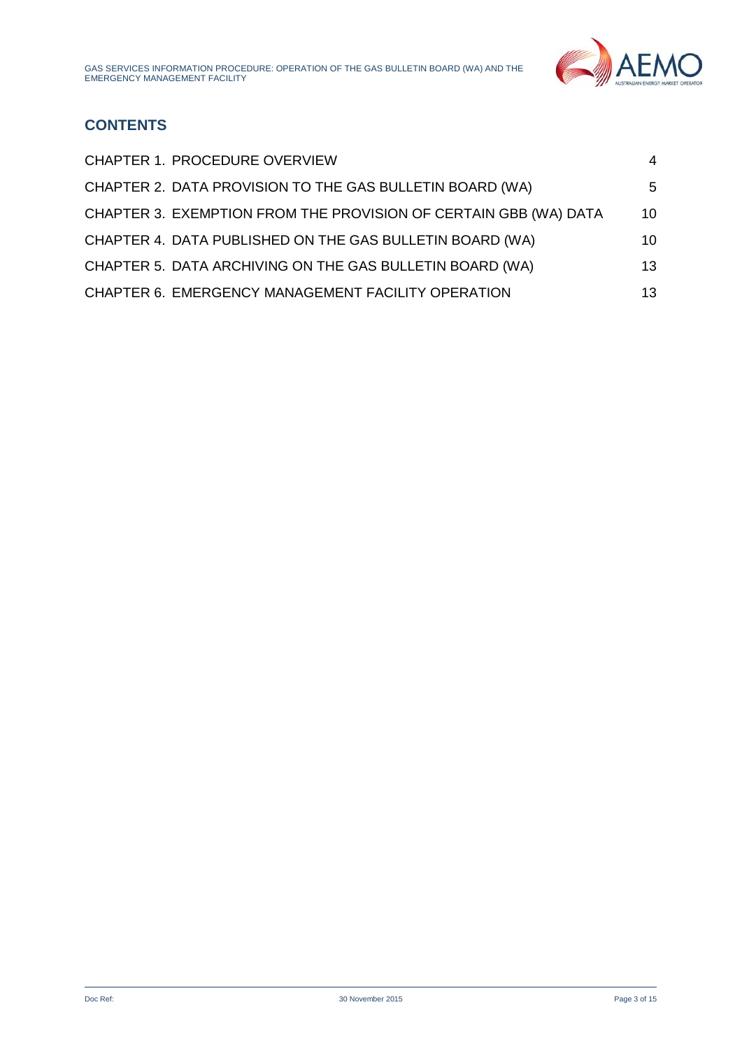## CONTENTS

| | |
|---|---|
| CHAPTER 1. PROCEDURE OVERVIEW | 4 |
| CHAPTER 2. DATA PROVISION TO THE GAS BULLETIN BOARD (WA) | 5 |
| CHAPTER 3. EXEMPTION FROM THE PROVISION OF CERTAIN GBB (WA) DATA | 10 |
| CHAPTER 4. DATA PUBLISHED ON THE GAS BULLETIN BOARD (WA) | 10 |
| CHAPTER 5. DATA ARCHIVING ON THE GAS BULLETIN BOARD (WA) | 13 |
| CHAPTER 6. EMERGENCY MANAGEMENT FACILITY OPERATION | 13 |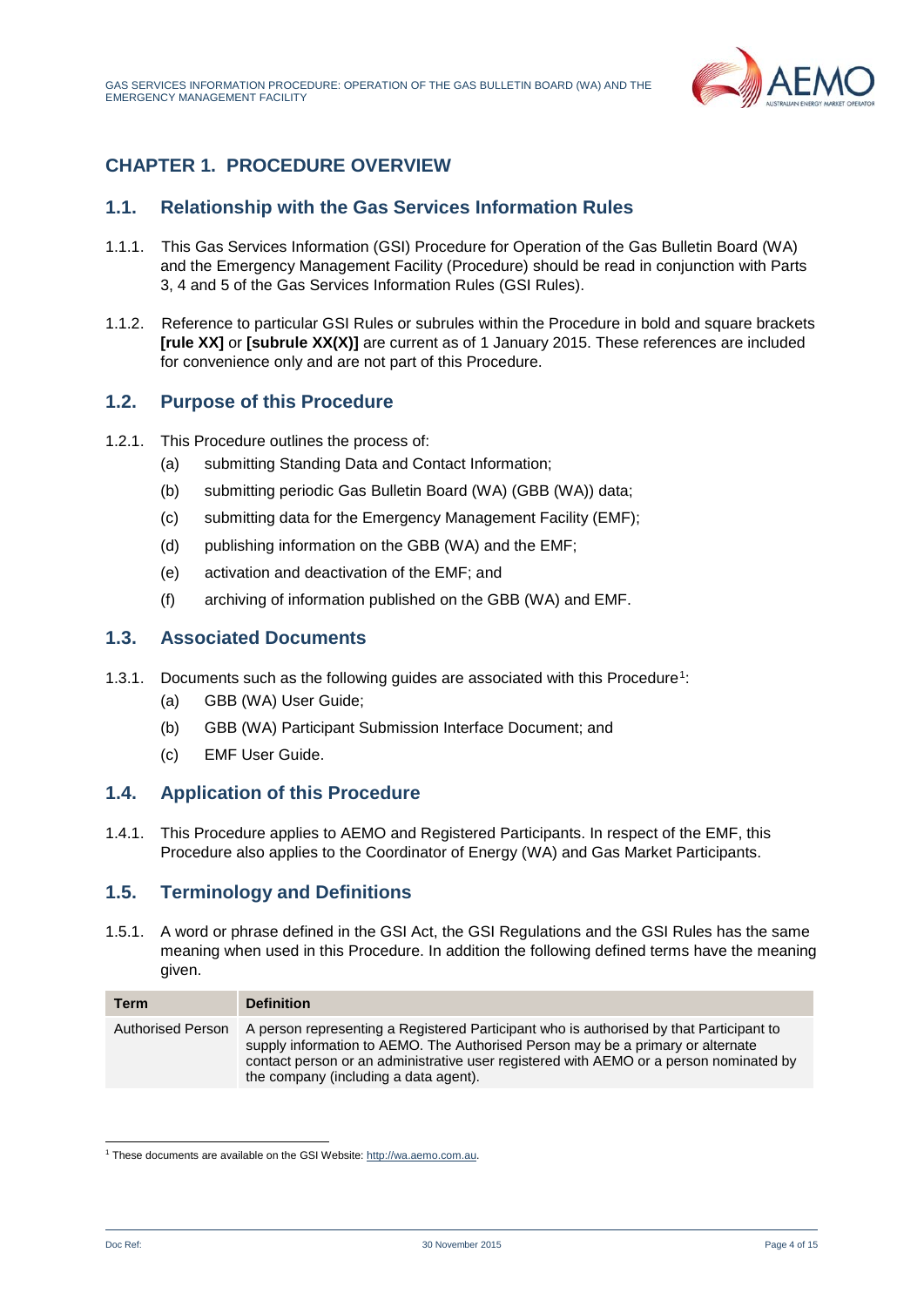# CHAPTER 1. PROCEDURE OVERVIEW

## 1.1. Relationship with the Gas Services Information Rules

1.1.1. This Gas Services Information (GSI) Procedure for Operation of the Gas Bulletin Board (WA) and the Emergency Management Facility (Procedure) should be read in conjunction with Parts 3, 4 and 5 of the Gas Services Information Rules (GSI Rules).

1.1.2. Reference to particular GSI Rules or subrules within the Procedure in bold and square brackets **[rule XX]** or **[subrule XX(X)]** are current as of 1 January 2015. These references are included for convenience only and are not part of this Procedure.

## 1.2. Purpose of this Procedure

1.2.1. This Procedure outlines the process of:

(a) submitting Standing Data and Contact Information;

(b) submitting periodic Gas Bulletin Board (WA) (GBB (WA)) data;

(c) submitting data for the Emergency Management Facility (EMF);

(d) publishing information on the GBB (WA) and the EMF;

(e) activation and deactivation of the EMF; and

(f) archiving of information published on the GBB (WA) and EMF.

## 1.3. Associated Documents

1.3.1. Documents such as the following guides are associated with this Procedure[1]:

(a) GBB (WA) User Guide;

(b) GBB (WA) Participant Submission Interface Document; and

(c) EMF User Guide.

## 1.4. Application of this Procedure

1.4.1. This Procedure applies to AEMO and Registered Participants. In respect of the EMF, this Procedure also applies to the Coordinator of Energy (WA) and Gas Market Participants.

## 1.5. Terminology and Definitions

1.5.1. A word or phrase defined in the GSI Act, the GSI Regulations and the GSI Rules has the same meaning when used in this Procedure. In addition the following defined terms have the meaning given.

| Term | Definition |
| --- | --- |
| Authorised Person | A person representing a Registered Participant who is authorised by that Participant to supply information to AEMO. The Authorised Person may be a primary or alternate contact person or an administrative user registered with AEMO or a person nominated by the company (including a data agent). |

[1] These documents are available on the GSI Website: http://wa.aemo.com.au.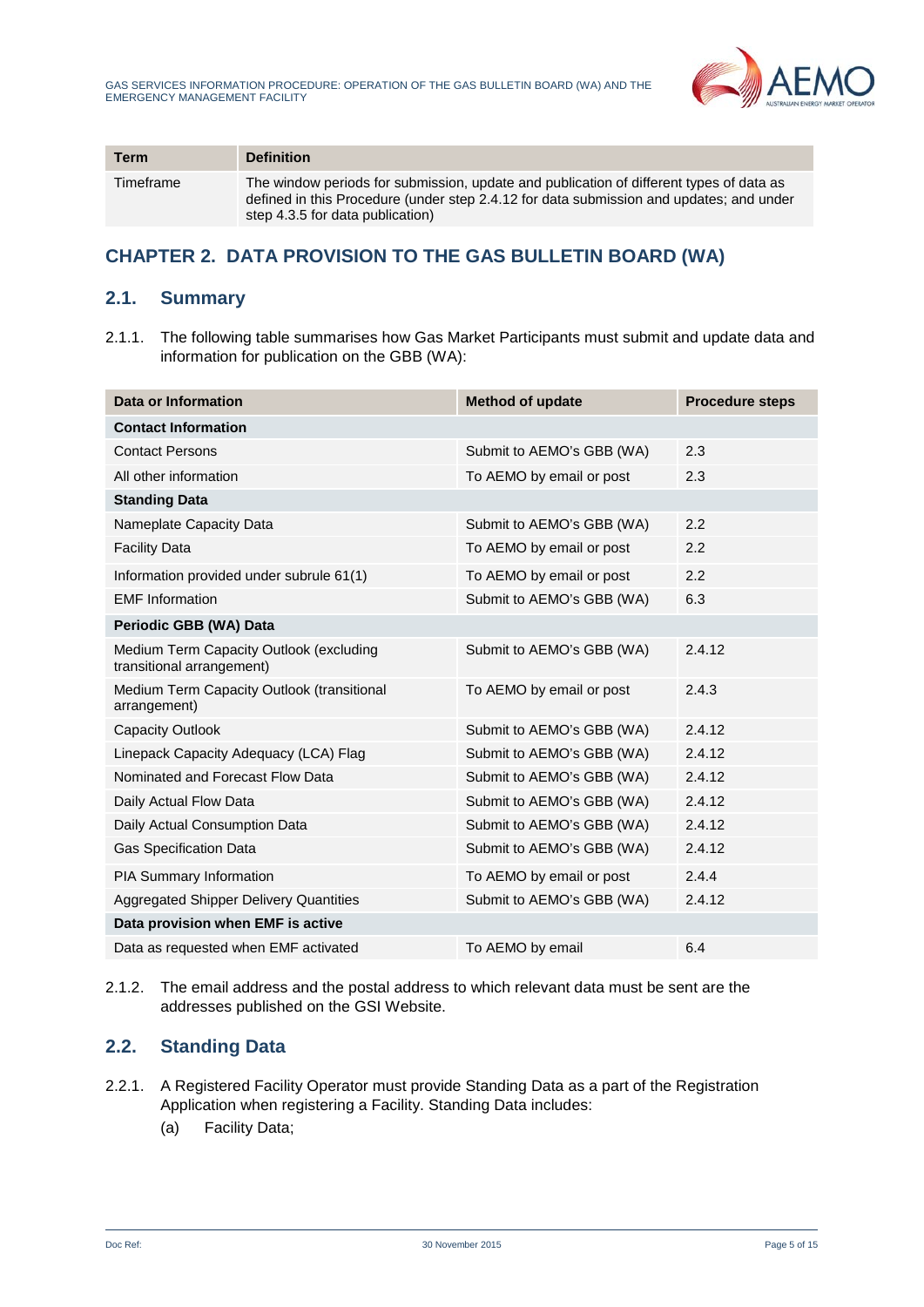| Term | Definition |
| --- | --- |
| Timeframe | The window periods for submission, update and publication of different types of data as defined in this Procedure (under step 2.4.12 for data submission and updates; and under step 4.3.5 for data publication) |

# CHAPTER 2. DATA PROVISION TO THE GAS BULLETIN BOARD (WA)

## 2.1. Summary

2.1.1. The following table summarises how Gas Market Participants must submit and update data and information for publication on the GBB (WA):

| Data or Information | Method of update | Procedure steps |
| --- | --- | --- |
| **Contact Information** | | |
| Contact Persons | Submit to AEMO's GBB (WA) | 2.3 |
| All other information | To AEMO by email or post | 2.3 |
| **Standing Data** | | |
| Nameplate Capacity Data | Submit to AEMO's GBB (WA) | 2.2 |
| Facility Data | To AEMO by email or post | 2.2 |
| Information provided under subrule 61(1) | To AEMO by email or post | 2.2 |
| EMF Information | Submit to AEMO's GBB (WA) | 6.3 |
| **Periodic GBB (WA) Data** | | |
| Medium Term Capacity Outlook (excluding transitional arrangement) | Submit to AEMO's GBB (WA) | 2.4.12 |
| Medium Term Capacity Outlook (transitional arrangement) | To AEMO by email or post | 2.4.3 |
| Capacity Outlook | Submit to AEMO's GBB (WA) | 2.4.12 |
| Linepack Capacity Adequacy (LCA) Flag | Submit to AEMO's GBB (WA) | 2.4.12 |
| Nominated and Forecast Flow Data | Submit to AEMO's GBB (WA) | 2.4.12 |
| Daily Actual Flow Data | Submit to AEMO's GBB (WA) | 2.4.12 |
| Daily Actual Consumption Data | Submit to AEMO's GBB (WA) | 2.4.12 |
| Gas Specification Data | Submit to AEMO's GBB (WA) | 2.4.12 |
| PIA Summary Information | To AEMO by email or post | 2.4.4 |
| Aggregated Shipper Delivery Quantities | Submit to AEMO's GBB (WA) | 2.4.12 |
| **Data provision when EMF is active** | | |
| Data as requested when EMF activated | To AEMO by email | 6.4 |

2.1.2. The email address and the postal address to which relevant data must be sent are the addresses published on the GSI Website.

## 2.2. Standing Data

2.2.1. A Registered Facility Operator must provide Standing Data as a part of the Registration Application when registering a Facility. Standing Data includes:

(a) Facility Data;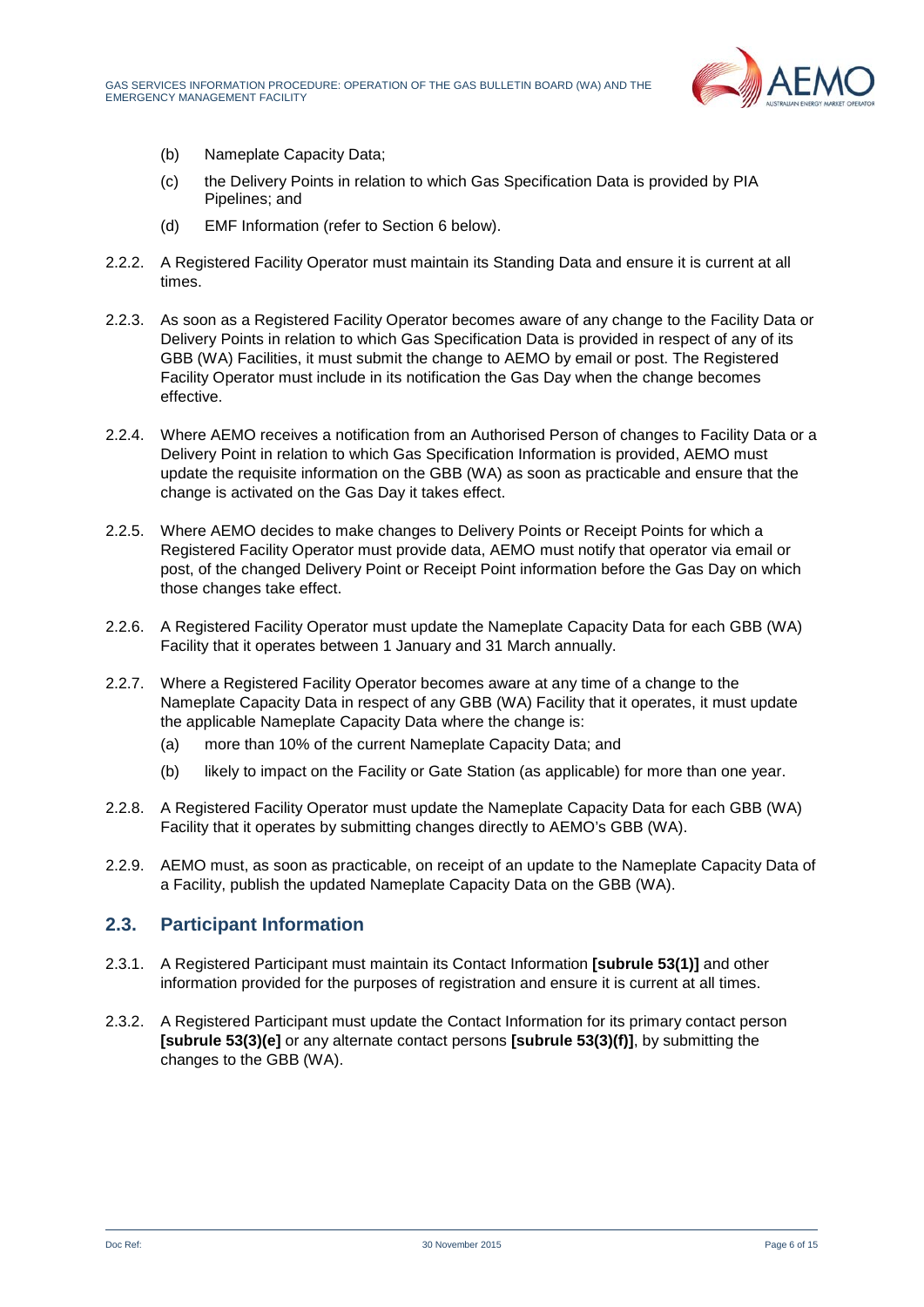(b) Nameplate Capacity Data;

(c) the Delivery Points in relation to which Gas Specification Data is provided by PIA Pipelines; and

(d) EMF Information (refer to Section 6 below).

2.2.2. A Registered Facility Operator must maintain its Standing Data and ensure it is current at all times.

2.2.3. As soon as a Registered Facility Operator becomes aware of any change to the Facility Data or Delivery Points in relation to which Gas Specification Data is provided in respect of any of its GBB (WA) Facilities, it must submit the change to AEMO by email or post. The Registered Facility Operator must include in its notification the Gas Day when the change becomes effective.

2.2.4. Where AEMO receives a notification from an Authorised Person of changes to Facility Data or a Delivery Point in relation to which Gas Specification Information is provided, AEMO must update the requisite information on the GBB (WA) as soon as practicable and ensure that the change is activated on the Gas Day it takes effect.

2.2.5. Where AEMO decides to make changes to Delivery Points or Receipt Points for which a Registered Facility Operator must provide data, AEMO must notify that operator via email or post, of the changed Delivery Point or Receipt Point information before the Gas Day on which those changes take effect.

2.2.6. A Registered Facility Operator must update the Nameplate Capacity Data for each GBB (WA) Facility that it operates between 1 January and 31 March annually.

2.2.7. Where a Registered Facility Operator becomes aware at any time of a change to the Nameplate Capacity Data in respect of any GBB (WA) Facility that it operates, it must update the applicable Nameplate Capacity Data where the change is:

(a) more than 10% of the current Nameplate Capacity Data; and

(b) likely to impact on the Facility or Gate Station (as applicable) for more than one year.

2.2.8. A Registered Facility Operator must update the Nameplate Capacity Data for each GBB (WA) Facility that it operates by submitting changes directly to AEMO's GBB (WA).

2.2.9. AEMO must, as soon as practicable, on receipt of an update to the Nameplate Capacity Data of a Facility, publish the updated Nameplate Capacity Data on the GBB (WA).

## 2.3. Participant Information

2.3.1. A Registered Participant must maintain its Contact Information **[subrule 53(1)]** and other information provided for the purposes of registration and ensure it is current at all times.

2.3.2. A Registered Participant must update the Contact Information for its primary contact person **[subrule 53(3)(e]** or any alternate contact persons **[subrule 53(3)(f)]**, by submitting the changes to the GBB (WA).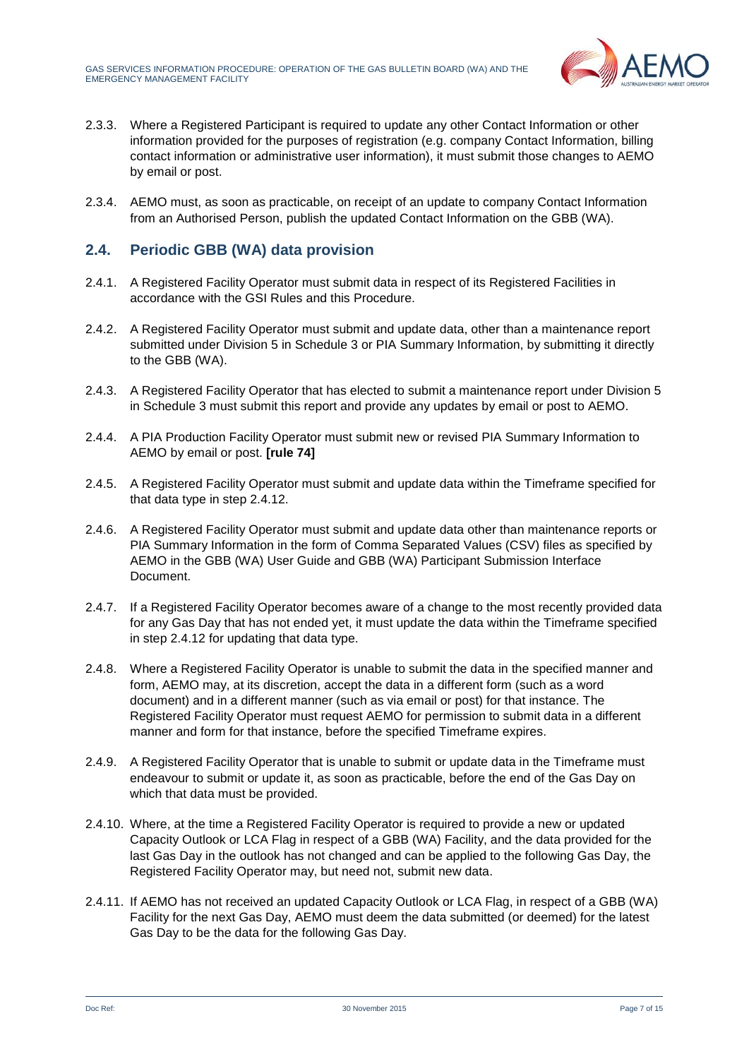2.3.3. Where a Registered Participant is required to update any other Contact Information or other information provided for the purposes of registration (e.g. company Contact Information, billing contact information or administrative user information), it must submit those changes to AEMO by email or post.

2.3.4. AEMO must, as soon as practicable, on receipt of an update to company Contact Information from an Authorised Person, publish the updated Contact Information on the GBB (WA).

## 2.4. Periodic GBB (WA) data provision

2.4.1. A Registered Facility Operator must submit data in respect of its Registered Facilities in accordance with the GSI Rules and this Procedure.

2.4.2. A Registered Facility Operator must submit and update data, other than a maintenance report submitted under Division 5 in Schedule 3 or PIA Summary Information, by submitting it directly to the GBB (WA).

2.4.3. A Registered Facility Operator that has elected to submit a maintenance report under Division 5 in Schedule 3 must submit this report and provide any updates by email or post to AEMO.

2.4.4. A PIA Production Facility Operator must submit new or revised PIA Summary Information to AEMO by email or post. **[rule 74]**

2.4.5. A Registered Facility Operator must submit and update data within the Timeframe specified for that data type in step 2.4.12.

2.4.6. A Registered Facility Operator must submit and update data other than maintenance reports or PIA Summary Information in the form of Comma Separated Values (CSV) files as specified by AEMO in the GBB (WA) User Guide and GBB (WA) Participant Submission Interface Document.

2.4.7. If a Registered Facility Operator becomes aware of a change to the most recently provided data for any Gas Day that has not ended yet, it must update the data within the Timeframe specified in step 2.4.12 for updating that data type.

2.4.8. Where a Registered Facility Operator is unable to submit the data in the specified manner and form, AEMO may, at its discretion, accept the data in a different form (such as a word document) and in a different manner (such as via email or post) for that instance. The Registered Facility Operator must request AEMO for permission to submit data in a different manner and form for that instance, before the specified Timeframe expires.

2.4.9. A Registered Facility Operator that is unable to submit or update data in the Timeframe must endeavour to submit or update it, as soon as practicable, before the end of the Gas Day on which that data must be provided.

2.4.10. Where, at the time a Registered Facility Operator is required to provide a new or updated Capacity Outlook or LCA Flag in respect of a GBB (WA) Facility, and the data provided for the last Gas Day in the outlook has not changed and can be applied to the following Gas Day, the Registered Facility Operator may, but need not, submit new data.

2.4.11. If AEMO has not received an updated Capacity Outlook or LCA Flag, in respect of a GBB (WA) Facility for the next Gas Day, AEMO must deem the data submitted (or deemed) for the latest Gas Day to be the data for the following Gas Day.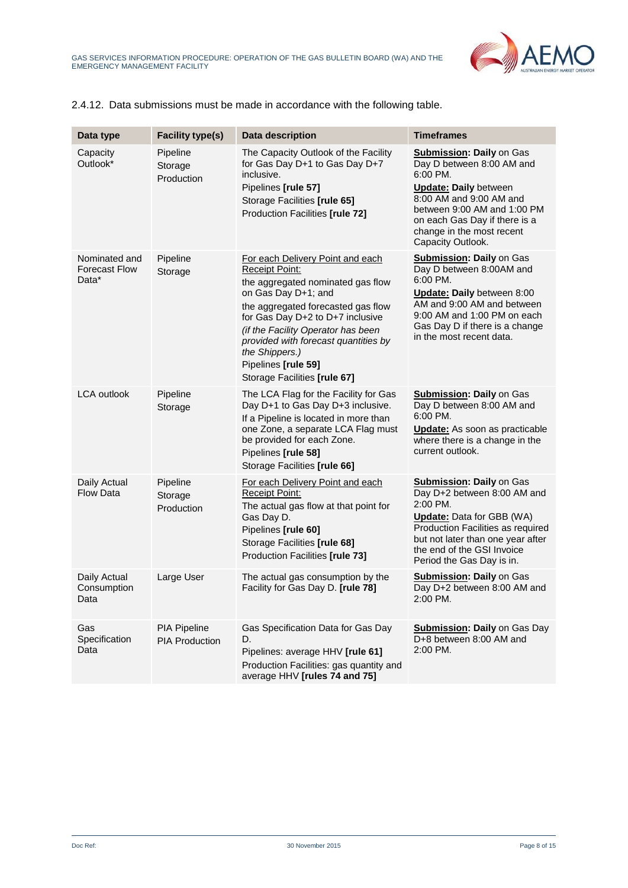2.4.12. Data submissions must be made in accordance with the following table.

| Data type | Facility type(s) | Data description | Timeframes |
|---|---|---|---|
| Capacity Outlook* | Pipeline<br>Storage<br>Production | The Capacity Outlook of the Facility for Gas Day D+1 to Gas Day D+7 inclusive.<br>Pipelines **[rule 57]**<br>Storage Facilities **[rule 65]**<br>Production Facilities **[rule 72]** | **Submission:** **Daily** on Gas Day D between 8:00 AM and 6:00 PM.<br>**Update:** **Daily** between 8:00 AM and 9:00 AM and between 9:00 AM and 1:00 PM on each Gas Day if there is a change in the most recent Capacity Outlook. |
| Nominated and Forecast Flow Data* | Pipeline<br>Storage | For each Delivery Point and each Receipt Point:<br>the aggregated nominated gas flow on Gas Day D+1; and<br>the aggregated forecasted gas flow for Gas Day D+2 to D+7 inclusive<br>*(if the Facility Operator has been provided with forecast quantities by the Shippers.)*<br>Pipelines **[rule 59]**<br>Storage Facilities **[rule 67]** | **Submission:** **Daily** on Gas Day D between 8:00AM and 6:00 PM.<br>**Update:** **Daily** between 8:00 AM and 9:00 AM and between 9:00 AM and 1:00 PM on each Gas Day D if there is a change in the most recent data. |
| LCA outlook | Pipeline<br>Storage | The LCA Flag for the Facility for Gas Day D+1 to Gas Day D+3 inclusive. If a Pipeline is located in more than one Zone, a separate LCA Flag must be provided for each Zone.<br>Pipelines **[rule 58]**<br>Storage Facilities **[rule 66]** | **Submission:** **Daily** on Gas Day D between 8:00 AM and 6:00 PM.<br>**Update:** As soon as practicable where there is a change in the current outlook. |
| Daily Actual Flow Data | Pipeline<br>Storage<br>Production | For each Delivery Point and each Receipt Point:<br>The actual gas flow at that point for Gas Day D.<br>Pipelines **[rule 60]**<br>Storage Facilities **[rule 68]**<br>Production Facilities **[rule 73]** | **Submission:** **Daily** on Gas Day D+2 between 8:00 AM and 2:00 PM.<br>**Update:** Data for GBB (WA) Production Facilities as required but not later than one year after the end of the GSI Invoice Period the Gas Day is in. |
| Daily Actual Consumption Data | Large User | The actual gas consumption by the Facility for Gas Day D. **[rule 78]** | **Submission:** **Daily** on Gas Day D+2 between 8:00 AM and 2:00 PM. |
| Gas Specification Data | PIA Pipeline<br>PIA Production | Gas Specification Data for Gas Day D.<br>Pipelines: average HHV **[rule 61]**<br>Production Facilities: gas quantity and average HHV **[rules 74 and 75]** | **Submission:** **Daily** on Gas Day D+8 between 8:00 AM and 2:00 PM. |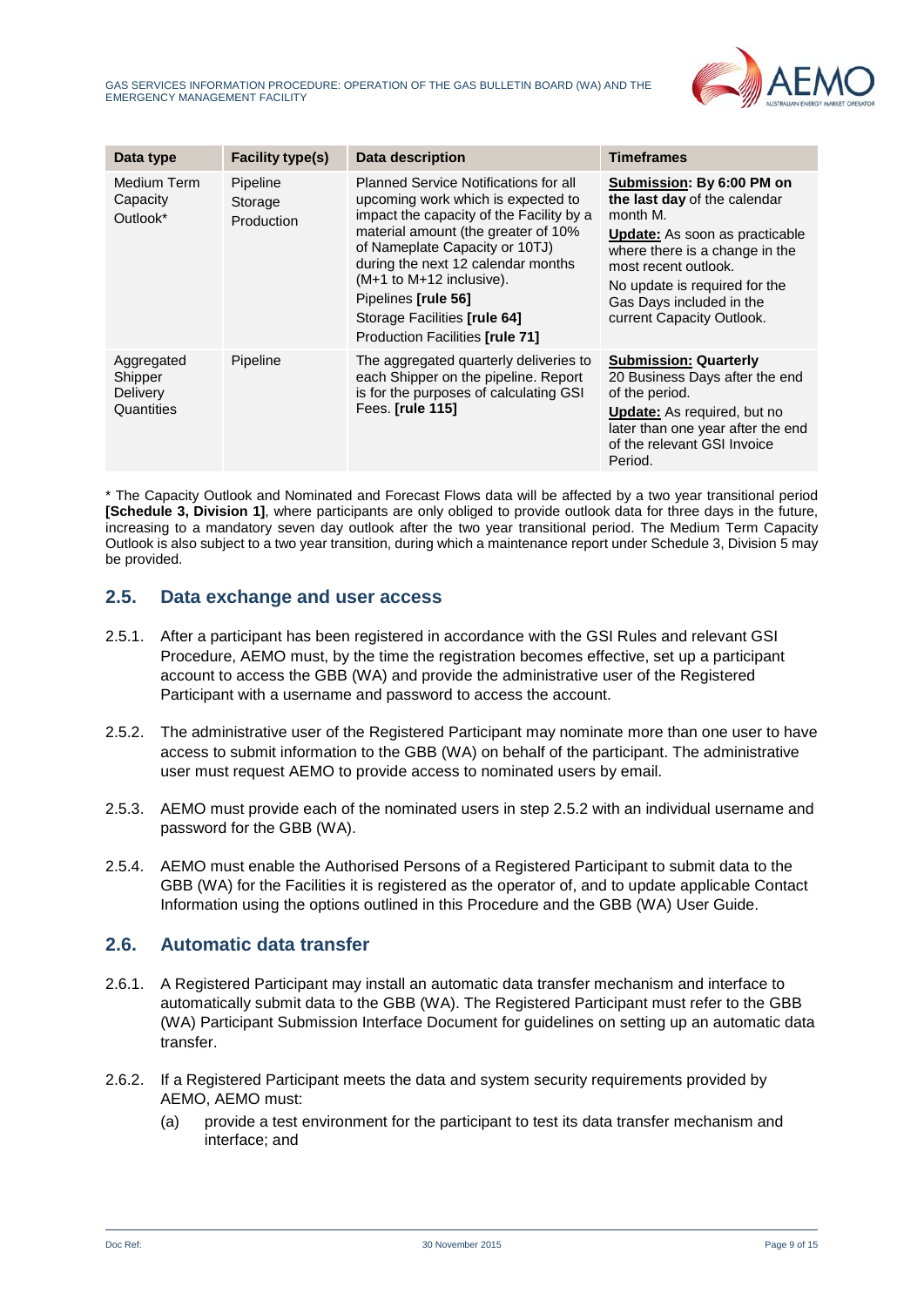| Data type | Facility type(s) | Data description | Timeframes |
| --- | --- | --- | --- |
| Medium Term Capacity Outlook* | Pipeline<br>Storage<br>Production | Planned Service Notifications for all upcoming work which is expected to impact the capacity of the Facility by a material amount (the greater of 10% of Nameplate Capacity or 10TJ) during the next 12 calendar months (M+1 to M+12 inclusive).<br>Pipelines **[rule 56]**<br>Storage Facilities **[rule 64]**<br>Production Facilities **[rule 71]** | **Submission: By 6:00 PM on the last day** of the calendar month M.<br>**Update:** As soon as practicable where there is a change in the most recent outlook.<br>No update is required for the Gas Days included in the current Capacity Outlook. |
| Aggregated Shipper Delivery Quantities | Pipeline | The aggregated quarterly deliveries to each Shipper on the pipeline. Report is for the purposes of calculating GSI Fees. **[rule 115]** | **Submission: Quarterly**<br>20 Business Days after the end of the period.<br>**Update:** As required, but no later than one year after the end of the relevant GSI Invoice Period. |

* The Capacity Outlook and Nominated and Forecast Flows data will be affected by a two year transitional period **[Schedule 3, Division 1]**, where participants are only obliged to provide outlook data for three days in the future, increasing to a mandatory seven day outlook after the two year transitional period. The Medium Term Capacity Outlook is also subject to a two year transition, during which a maintenance report under Schedule 3, Division 5 may be provided.

## 2.5. Data exchange and user access

2.5.1. After a participant has been registered in accordance with the GSI Rules and relevant GSI Procedure, AEMO must, by the time the registration becomes effective, set up a participant account to access the GBB (WA) and provide the administrative user of the Registered Participant with a username and password to access the account.

2.5.2. The administrative user of the Registered Participant may nominate more than one user to have access to submit information to the GBB (WA) on behalf of the participant. The administrative user must request AEMO to provide access to nominated users by email.

2.5.3. AEMO must provide each of the nominated users in step 2.5.2 with an individual username and password for the GBB (WA).

2.5.4. AEMO must enable the Authorised Persons of a Registered Participant to submit data to the GBB (WA) for the Facilities it is registered as the operator of, and to update applicable Contact Information using the options outlined in this Procedure and the GBB (WA) User Guide.

## 2.6. Automatic data transfer

2.6.1. A Registered Participant may install an automatic data transfer mechanism and interface to automatically submit data to the GBB (WA). The Registered Participant must refer to the GBB (WA) Participant Submission Interface Document for guidelines on setting up an automatic data transfer.

2.6.2. If a Registered Participant meets the data and system security requirements provided by AEMO, AEMO must:

(a) provide a test environment for the participant to test its data transfer mechanism and interface; and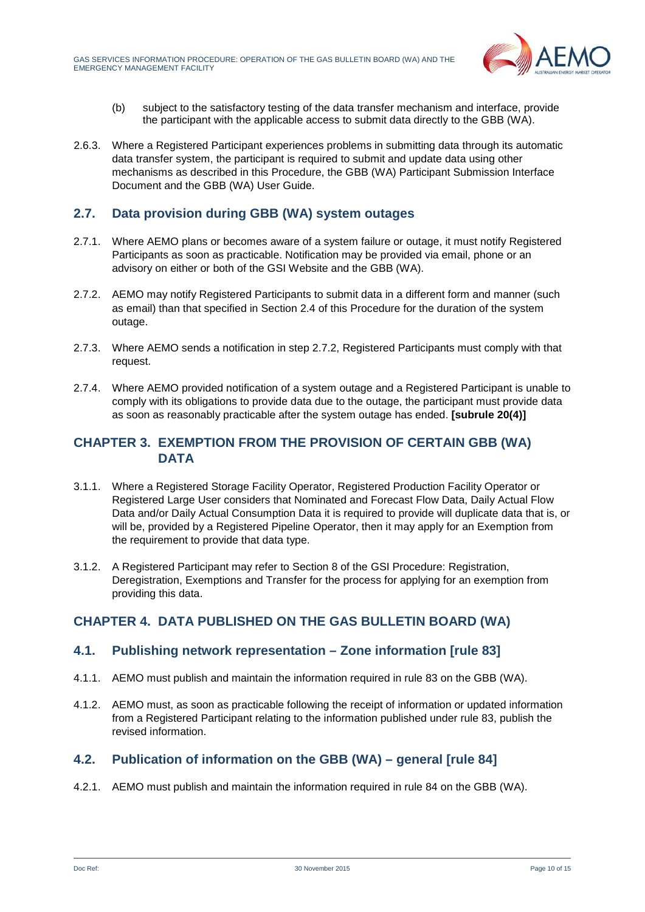(b) subject to the satisfactory testing of the data transfer mechanism and interface, provide the participant with the applicable access to submit data directly to the GBB (WA).

2.6.3. Where a Registered Participant experiences problems in submitting data through its automatic data transfer system, the participant is required to submit and update data using other mechanisms as described in this Procedure, the GBB (WA) Participant Submission Interface Document and the GBB (WA) User Guide.

## 2.7. Data provision during GBB (WA) system outages

2.7.1. Where AEMO plans or becomes aware of a system failure or outage, it must notify Registered Participants as soon as practicable. Notification may be provided via email, phone or an advisory on either or both of the GSI Website and the GBB (WA).

2.7.2. AEMO may notify Registered Participants to submit data in a different form and manner (such as email) than that specified in Section 2.4 of this Procedure for the duration of the system outage.

2.7.3. Where AEMO sends a notification in step 2.7.2, Registered Participants must comply with that request.

2.7.4. Where AEMO provided notification of a system outage and a Registered Participant is unable to comply with its obligations to provide data due to the outage, the participant must provide data as soon as reasonably practicable after the system outage has ended. **[subrule 20(4)]**

# CHAPTER 3. EXEMPTION FROM THE PROVISION OF CERTAIN GBB (WA) DATA

3.1.1. Where a Registered Storage Facility Operator, Registered Production Facility Operator or Registered Large User considers that Nominated and Forecast Flow Data, Daily Actual Flow Data and/or Daily Actual Consumption Data it is required to provide will duplicate data that is, or will be, provided by a Registered Pipeline Operator, then it may apply for an Exemption from the requirement to provide that data type.

3.1.2. A Registered Participant may refer to Section 8 of the GSI Procedure: Registration, Deregistration, Exemptions and Transfer for the process for applying for an exemption from providing this data.

# CHAPTER 4. DATA PUBLISHED ON THE GAS BULLETIN BOARD (WA)

## 4.1. Publishing network representation – Zone information [rule 83]

4.1.1. AEMO must publish and maintain the information required in rule 83 on the GBB (WA).

4.1.2. AEMO must, as soon as practicable following the receipt of information or updated information from a Registered Participant relating to the information published under rule 83, publish the revised information.

## 4.2. Publication of information on the GBB (WA) – general [rule 84]

4.2.1. AEMO must publish and maintain the information required in rule 84 on the GBB (WA).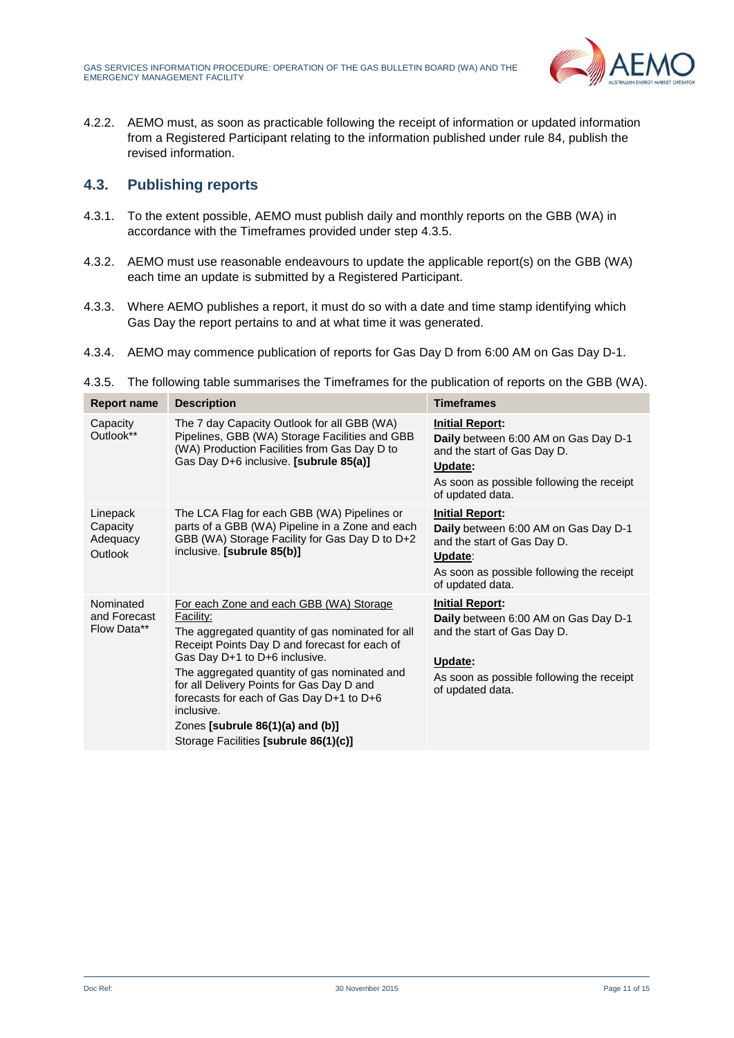4.2.2. AEMO must, as soon as practicable following the receipt of information or updated information from a Registered Participant relating to the information published under rule 84, publish the revised information.

## 4.3. Publishing reports

4.3.1. To the extent possible, AEMO must publish daily and monthly reports on the GBB (WA) in accordance with the Timeframes provided under step 4.3.5.

4.3.2. AEMO must use reasonable endeavours to update the applicable report(s) on the GBB (WA) each time an update is submitted by a Registered Participant.

4.3.3. Where AEMO publishes a report, it must do so with a date and time stamp identifying which Gas Day the report pertains to and at what time it was generated.

4.3.4. AEMO may commence publication of reports for Gas Day D from 6:00 AM on Gas Day D-1.

4.3.5. The following table summarises the Timeframes for the publication of reports on the GBB (WA).

| Report name | Description | Timeframes |
|---|---|---|
| Capacity Outlook** | The 7 day Capacity Outlook for all GBB (WA) Pipelines, GBB (WA) Storage Facilities and GBB (WA) Production Facilities from Gas Day D to Gas Day D+6 inclusive. **[subrule 85(a)]** | **Initial Report:** **Daily** between 6:00 AM on Gas Day D-1 and the start of Gas Day D. **Update:** As soon as possible following the receipt of updated data. |
| Linepack Capacity Adequacy Outlook | The LCA Flag for each GBB (WA) Pipelines or parts of a GBB (WA) Pipeline in a Zone and each GBB (WA) Storage Facility for Gas Day D to D+2 inclusive. **[subrule 85(b)]** | **Initial Report:** **Daily** between 6:00 AM on Gas Day D-1 and the start of Gas Day D. **Update:** As soon as possible following the receipt of updated data. |
| Nominated and Forecast Flow Data** | For each Zone and each GBB (WA) Storage Facility: The aggregated quantity of gas nominated for all Receipt Points Day D and forecast for each of Gas Day D+1 to D+6 inclusive. The aggregated quantity of gas nominated and for all Delivery Points for Gas Day D and forecasts for each of Gas Day D+1 to D+6 inclusive. Zones **[subrule 86(1)(a) and (b)]** Storage Facilities **[subrule 86(1)(c)]** | **Initial Report:** **Daily** between 6:00 AM on Gas Day D-1 and the start of Gas Day D. **Update:** As soon as possible following the receipt of updated data. |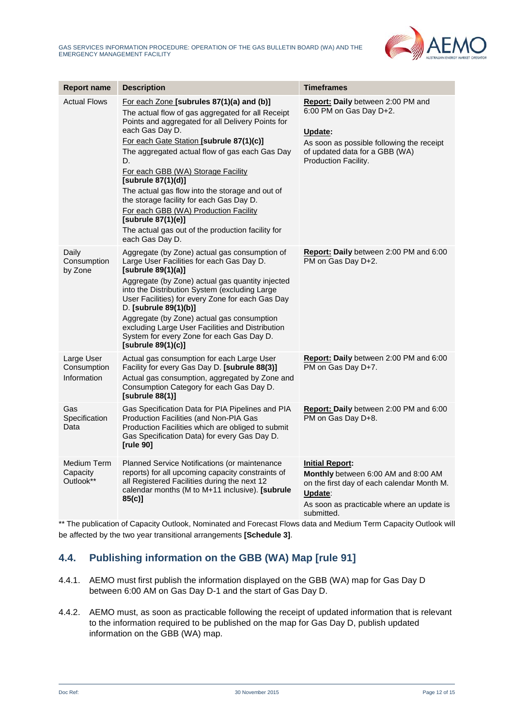| Report name | Description | Timeframes |
|---|---|---|
| Actual Flows | For each Zone **[subrules 87(1)(a) and (b)]**<br>The actual flow of gas aggregated for all Receipt Points and aggregated for all Delivery Points for each Gas Day D.<br>For each Gate Station **[subrule 87(1)(c)]**<br>The aggregated actual flow of gas each Gas Day D.<br>For each GBB (WA) Storage Facility **[subrule 87(1)(d)]**<br>The actual gas flow into the storage and out of the storage facility for each Gas Day D.<br>For each GBB (WA) Production Facility **[subrule 87(1)(e)]**<br>The actual gas out of the production facility for each Gas Day D. | **Report: Daily** between 2:00 PM and 6:00 PM on Gas Day D+2.<br>**Update:**<br>As soon as possible following the receipt of updated data for a GBB (WA) Production Facility. |
| Daily Consumption by Zone | Aggregate (by Zone) actual gas consumption of Large User Facilities for each Gas Day D. **[subrule 89(1)(a)]**<br>Aggregate (by Zone) actual gas quantity injected into the Distribution System (excluding Large User Facilities) for every Zone for each Gas Day D. **[subrule 89(1)(b)]**<br>Aggregate (by Zone) actual gas consumption excluding Large User Facilities and Distribution System for every Zone for each Gas Day D. **[subrule 89(1)(c)]** | **Report: Daily** between 2:00 PM and 6:00 PM on Gas Day D+2. |
| Large User Consumption Information | Actual gas consumption for each Large User Facility for every Gas Day D. **[subrule 88(3)]**<br>Actual gas consumption, aggregated by Zone and Consumption Category for each Gas Day D. **[subrule 88(1)]** | **Report: Daily** between 2:00 PM and 6:00 PM on Gas Day D+7. |
| Gas Specification Data | Gas Specification Data for PIA Pipelines and PIA Production Facilities (and Non-PIA Gas Production Facilities which are obliged to submit Gas Specification Data) for every Gas Day D. **[rule 90]** | **Report: Daily** between 2:00 PM and 6:00 PM on Gas Day D+8. |
| Medium Term Capacity Outlook** | Planned Service Notifications (or maintenance reports) for all upcoming capacity constraints of all Registered Facilities during the next 12 calendar months (M to M+11 inclusive). **[subrule 85(c)]** | **Initial Report:**<br>**Monthly** between 6:00 AM and 8:00 AM on the first day of each calendar Month M.<br>**Update**:<br>As soon as practicable where an update is submitted. |

** The publication of Capacity Outlook, Nominated and Forecast Flows data and Medium Term Capacity Outlook will be affected by the two year transitional arrangements **[Schedule 3]**.

## 4.4. Publishing information on the GBB (WA) Map [rule 91]

4.4.1. AEMO must first publish the information displayed on the GBB (WA) map for Gas Day D between 6:00 AM on Gas Day D-1 and the start of Gas Day D.

4.4.2. AEMO must, as soon as practicable following the receipt of updated information that is relevant to the information required to be published on the map for Gas Day D, publish updated information on the GBB (WA) map.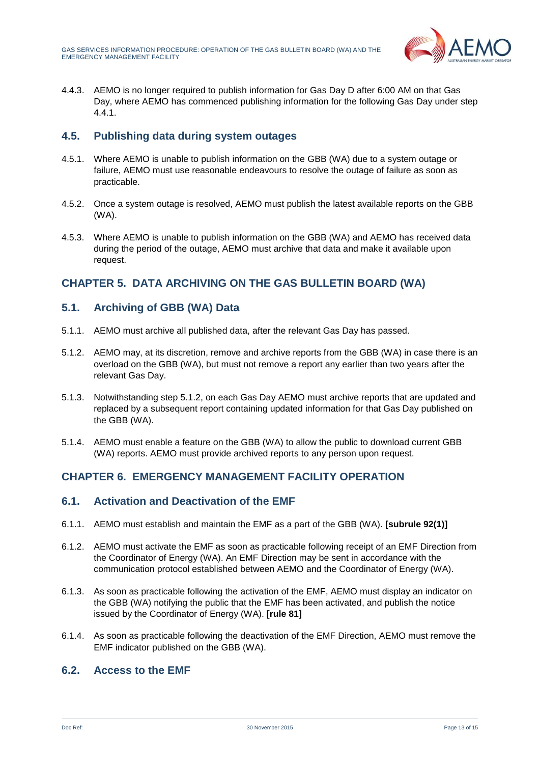4.4.3. AEMO is no longer required to publish information for Gas Day D after 6:00 AM on that Gas Day, where AEMO has commenced publishing information for the following Gas Day under step 4.4.1.

## 4.5. Publishing data during system outages

4.5.1. Where AEMO is unable to publish information on the GBB (WA) due to a system outage or failure, AEMO must use reasonable endeavours to resolve the outage of failure as soon as practicable.

4.5.2. Once a system outage is resolved, AEMO must publish the latest available reports on the GBB (WA).

4.5.3. Where AEMO is unable to publish information on the GBB (WA) and AEMO has received data during the period of the outage, AEMO must archive that data and make it available upon request.

# CHAPTER 5. DATA ARCHIVING ON THE GAS BULLETIN BOARD (WA)

## 5.1. Archiving of GBB (WA) Data

5.1.1. AEMO must archive all published data, after the relevant Gas Day has passed.

5.1.2. AEMO may, at its discretion, remove and archive reports from the GBB (WA) in case there is an overload on the GBB (WA), but must not remove a report any earlier than two years after the relevant Gas Day.

5.1.3. Notwithstanding step 5.1.2, on each Gas Day AEMO must archive reports that are updated and replaced by a subsequent report containing updated information for that Gas Day published on the GBB (WA).

5.1.4. AEMO must enable a feature on the GBB (WA) to allow the public to download current GBB (WA) reports. AEMO must provide archived reports to any person upon request.

# CHAPTER 6. EMERGENCY MANAGEMENT FACILITY OPERATION

## 6.1. Activation and Deactivation of the EMF

6.1.1. AEMO must establish and maintain the EMF as a part of the GBB (WA). **[subrule 92(1)]**

6.1.2. AEMO must activate the EMF as soon as practicable following receipt of an EMF Direction from the Coordinator of Energy (WA). An EMF Direction may be sent in accordance with the communication protocol established between AEMO and the Coordinator of Energy (WA).

6.1.3. As soon as practicable following the activation of the EMF, AEMO must display an indicator on the GBB (WA) notifying the public that the EMF has been activated, and publish the notice issued by the Coordinator of Energy (WA). **[rule 81]**

6.1.4. As soon as practicable following the deactivation of the EMF Direction, AEMO must remove the EMF indicator published on the GBB (WA).

## 6.2. Access to the EMF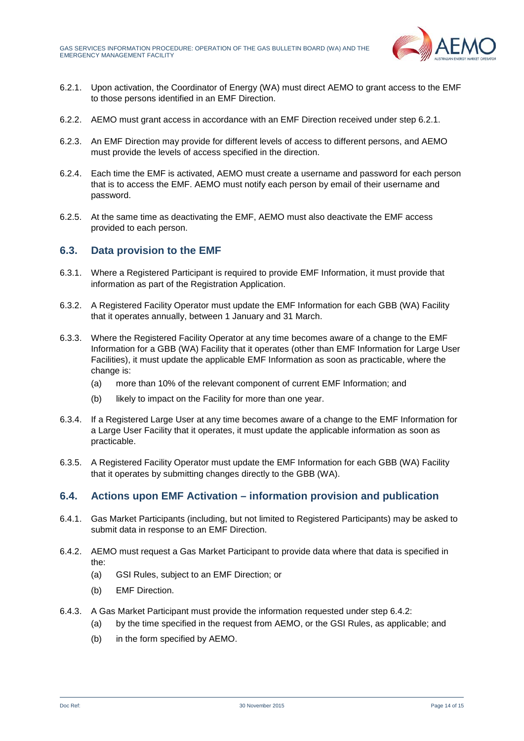6.2.1. Upon activation, the Coordinator of Energy (WA) must direct AEMO to grant access to the EMF to those persons identified in an EMF Direction.

6.2.2. AEMO must grant access in accordance with an EMF Direction received under step 6.2.1.

6.2.3. An EMF Direction may provide for different levels of access to different persons, and AEMO must provide the levels of access specified in the direction.

6.2.4. Each time the EMF is activated, AEMO must create a username and password for each person that is to access the EMF. AEMO must notify each person by email of their username and password.

6.2.5. At the same time as deactivating the EMF, AEMO must also deactivate the EMF access provided to each person.

## 6.3. Data provision to the EMF

6.3.1. Where a Registered Participant is required to provide EMF Information, it must provide that information as part of the Registration Application.

6.3.2. A Registered Facility Operator must update the EMF Information for each GBB (WA) Facility that it operates annually, between 1 January and 31 March.

6.3.3. Where the Registered Facility Operator at any time becomes aware of a change to the EMF Information for a GBB (WA) Facility that it operates (other than EMF Information for Large User Facilities), it must update the applicable EMF Information as soon as practicable, where the change is:

(a) more than 10% of the relevant component of current EMF Information; and

(b) likely to impact on the Facility for more than one year.

6.3.4. If a Registered Large User at any time becomes aware of a change to the EMF Information for a Large User Facility that it operates, it must update the applicable information as soon as practicable.

6.3.5. A Registered Facility Operator must update the EMF Information for each GBB (WA) Facility that it operates by submitting changes directly to the GBB (WA).

## 6.4. Actions upon EMF Activation – information provision and publication

6.4.1. Gas Market Participants (including, but not limited to Registered Participants) may be asked to submit data in response to an EMF Direction.

6.4.2. AEMO must request a Gas Market Participant to provide data where that data is specified in the:

(a) GSI Rules, subject to an EMF Direction; or

(b) EMF Direction.

6.4.3. A Gas Market Participant must provide the information requested under step 6.4.2:

(a) by the time specified in the request from AEMO, or the GSI Rules, as applicable; and

(b) in the form specified by AEMO.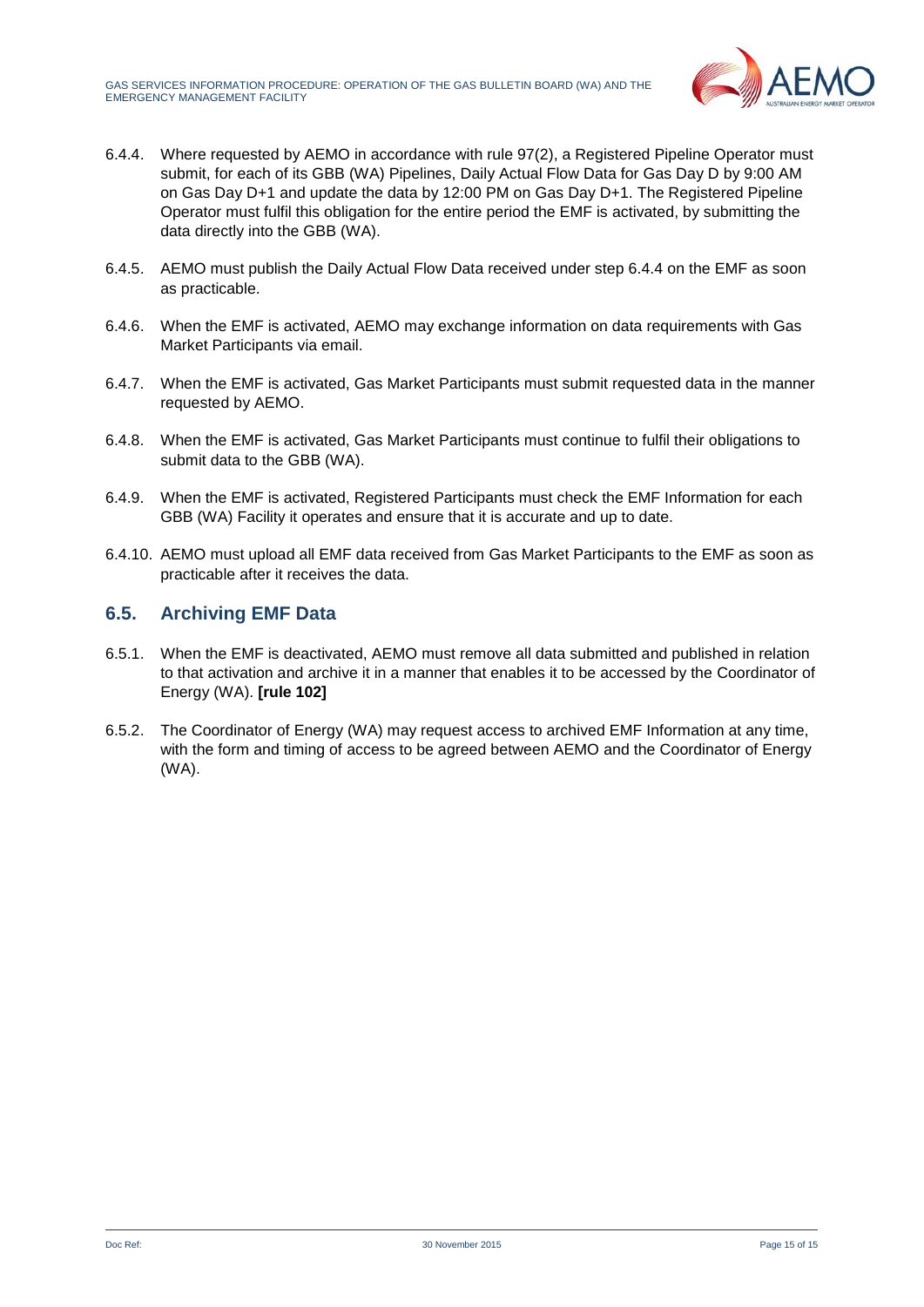6.4.4. Where requested by AEMO in accordance with rule 97(2), a Registered Pipeline Operator must submit, for each of its GBB (WA) Pipelines, Daily Actual Flow Data for Gas Day D by 9:00 AM on Gas Day D+1 and update the data by 12:00 PM on Gas Day D+1. The Registered Pipeline Operator must fulfil this obligation for the entire period the EMF is activated, by submitting the data directly into the GBB (WA).

6.4.5. AEMO must publish the Daily Actual Flow Data received under step 6.4.4 on the EMF as soon as practicable.

6.4.6. When the EMF is activated, AEMO may exchange information on data requirements with Gas Market Participants via email.

6.4.7. When the EMF is activated, Gas Market Participants must submit requested data in the manner requested by AEMO.

6.4.8. When the EMF is activated, Gas Market Participants must continue to fulfil their obligations to submit data to the GBB (WA).

6.4.9. When the EMF is activated, Registered Participants must check the EMF Information for each GBB (WA) Facility it operates and ensure that it is accurate and up to date.

6.4.10. AEMO must upload all EMF data received from Gas Market Participants to the EMF as soon as practicable after it receives the data.

## 6.5. Archiving EMF Data

6.5.1. When the EMF is deactivated, AEMO must remove all data submitted and published in relation to that activation and archive it in a manner that enables it to be accessed by the Coordinator of Energy (WA). **[rule 102]**

6.5.2. The Coordinator of Energy (WA) may request access to archived EMF Information at any time, with the form and timing of access to be agreed between AEMO and the Coordinator of Energy (WA).